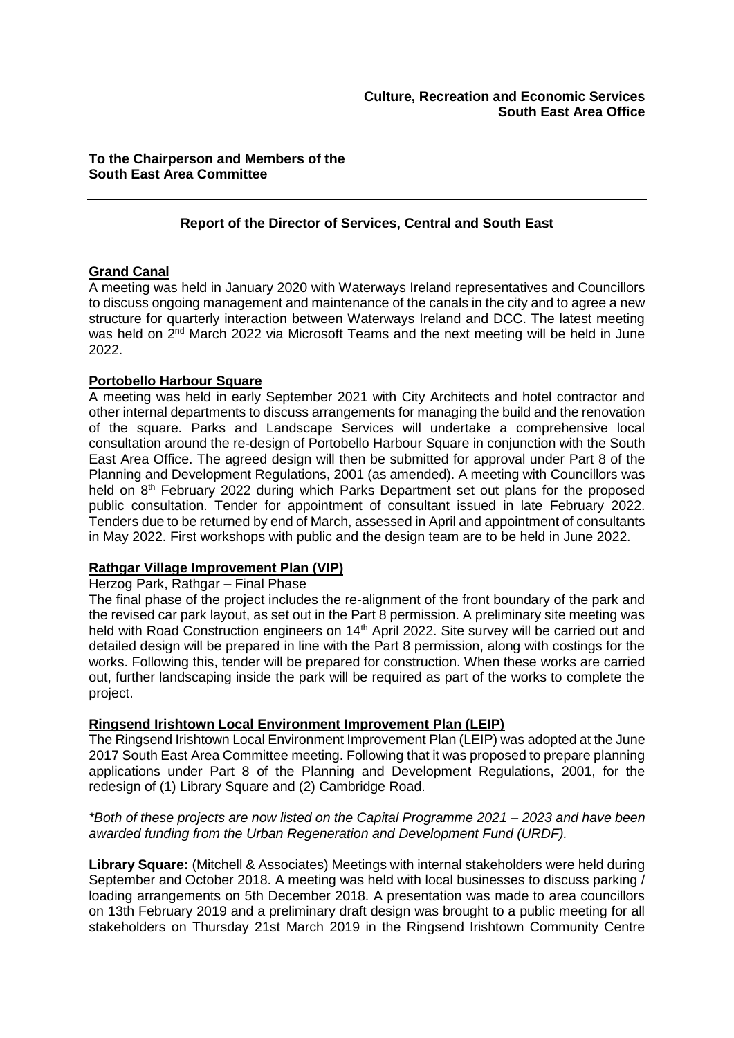**Culture, Recreation and Economic Services**
**South East Area Office**

**To the Chairperson and Members of the South East Area Committee**

---

## Report of the Director of Services, Central and South East

---

### Grand Canal

A meeting was held in January 2020 with Waterways Ireland representatives and Councillors to discuss ongoing management and maintenance of the canals in the city and to agree a new structure for quarterly interaction between Waterways Ireland and DCC. The latest meeting was held on 2nd March 2022 via Microsoft Teams and the next meeting will be held in June 2022.

### Portobello Harbour Square

A meeting was held in early September 2021 with City Architects and hotel contractor and other internal departments to discuss arrangements for managing the build and the renovation of the square. Parks and Landscape Services will undertake a comprehensive local consultation around the re-design of Portobello Harbour Square in conjunction with the South East Area Office. The agreed design will then be submitted for approval under Part 8 of the Planning and Development Regulations, 2001 (as amended). A meeting with Councillors was held on 8th February 2022 during which Parks Department set out plans for the proposed public consultation. Tender for appointment of consultant issued in late February 2022. Tenders due to be returned by end of March, assessed in April and appointment of consultants in May 2022. First workshops with public and the design team are to be held in June 2022.

### Rathgar Village Improvement Plan (VIP)

Herzog Park, Rathgar – Final Phase

The final phase of the project includes the re-alignment of the front boundary of the park and the revised car park layout, as set out in the Part 8 permission. A preliminary site meeting was held with Road Construction engineers on 14th April 2022. Site survey will be carried out and detailed design will be prepared in line with the Part 8 permission, along with costings for the works. Following this, tender will be prepared for construction. When these works are carried out, further landscaping inside the park will be required as part of the works to complete the project.

### Ringsend Irishtown Local Environment Improvement Plan (LEIP)

The Ringsend Irishtown Local Environment Improvement Plan (LEIP) was adopted at the June 2017 South East Area Committee meeting. Following that it was proposed to prepare planning applications under Part 8 of the Planning and Development Regulations, 2001, for the redesign of (1) Library Square and (2) Cambridge Road.

*\*Both of these projects are now listed on the Capital Programme 2021 – 2023 and have been awarded funding from the Urban Regeneration and Development Fund (URDF).*

**Library Square:** (Mitchell & Associates) Meetings with internal stakeholders were held during September and October 2018. A meeting was held with local businesses to discuss parking / loading arrangements on 5th December 2018. A presentation was made to area councillors on 13th February 2019 and a preliminary draft design was brought to a public meeting for all stakeholders on Thursday 21st March 2019 in the Ringsend Irishtown Community Centre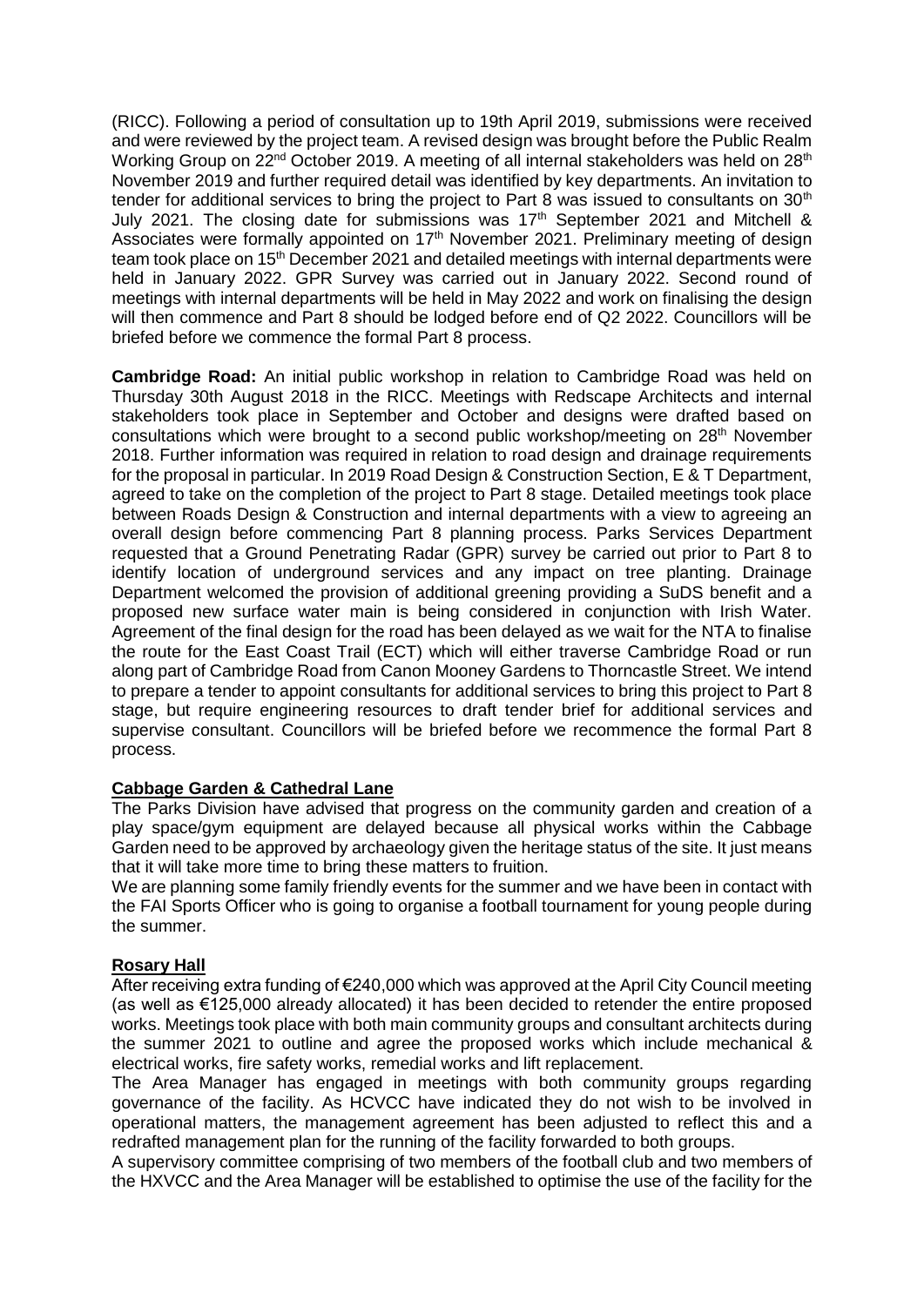(RICC). Following a period of consultation up to 19th April 2019, submissions were received and were reviewed by the project team. A revised design was brought before the Public Realm Working Group on 22nd October 2019. A meeting of all internal stakeholders was held on 28th November 2019 and further required detail was identified by key departments. An invitation to tender for additional services to bring the project to Part 8 was issued to consultants on 30th July 2021. The closing date for submissions was 17th September 2021 and Mitchell & Associates were formally appointed on 17th November 2021. Preliminary meeting of design team took place on 15th December 2021 and detailed meetings with internal departments were held in January 2022. GPR Survey was carried out in January 2022. Second round of meetings with internal departments will be held in May 2022 and work on finalising the design will then commence and Part 8 should be lodged before end of Q2 2022. Councillors will be briefed before we commence the formal Part 8 process.

**Cambridge Road:** An initial public workshop in relation to Cambridge Road was held on Thursday 30th August 2018 in the RICC. Meetings with Redscape Architects and internal stakeholders took place in September and October and designs were drafted based on consultations which were brought to a second public workshop/meeting on 28th November 2018. Further information was required in relation to road design and drainage requirements for the proposal in particular. In 2019 Road Design & Construction Section, E & T Department, agreed to take on the completion of the project to Part 8 stage. Detailed meetings took place between Roads Design & Construction and internal departments with a view to agreeing an overall design before commencing Part 8 planning process. Parks Services Department requested that a Ground Penetrating Radar (GPR) survey be carried out prior to Part 8 to identify location of underground services and any impact on tree planting. Drainage Department welcomed the provision of additional greening providing a SuDS benefit and a proposed new surface water main is being considered in conjunction with Irish Water. Agreement of the final design for the road has been delayed as we wait for the NTA to finalise the route for the East Coast Trail (ECT) which will either traverse Cambridge Road or run along part of Cambridge Road from Canon Mooney Gardens to Thorncastle Street. We intend to prepare a tender to appoint consultants for additional services to bring this project to Part 8 stage, but require engineering resources to draft tender brief for additional services and supervise consultant. Councillors will be briefed before we recommence the formal Part 8 process.

## Cabbage Garden & Cathedral Lane

The Parks Division have advised that progress on the community garden and creation of a play space/gym equipment are delayed because all physical works within the Cabbage Garden need to be approved by archaeology given the heritage status of the site. It just means that it will take more time to bring these matters to fruition.

We are planning some family friendly events for the summer and we have been in contact with the FAI Sports Officer who is going to organise a football tournament for young people during the summer.

## Rosary Hall

After receiving extra funding of €240,000 which was approved at the April City Council meeting (as well as €125,000 already allocated) it has been decided to retender the entire proposed works. Meetings took place with both main community groups and consultant architects during the summer 2021 to outline and agree the proposed works which include mechanical & electrical works, fire safety works, remedial works and lift replacement.

The Area Manager has engaged in meetings with both community groups regarding governance of the facility. As HCVCC have indicated they do not wish to be involved in operational matters, the management agreement has been adjusted to reflect this and a redrafted management plan for the running of the facility forwarded to both groups.

A supervisory committee comprising of two members of the football club and two members of the HXVCC and the Area Manager will be established to optimise the use of the facility for the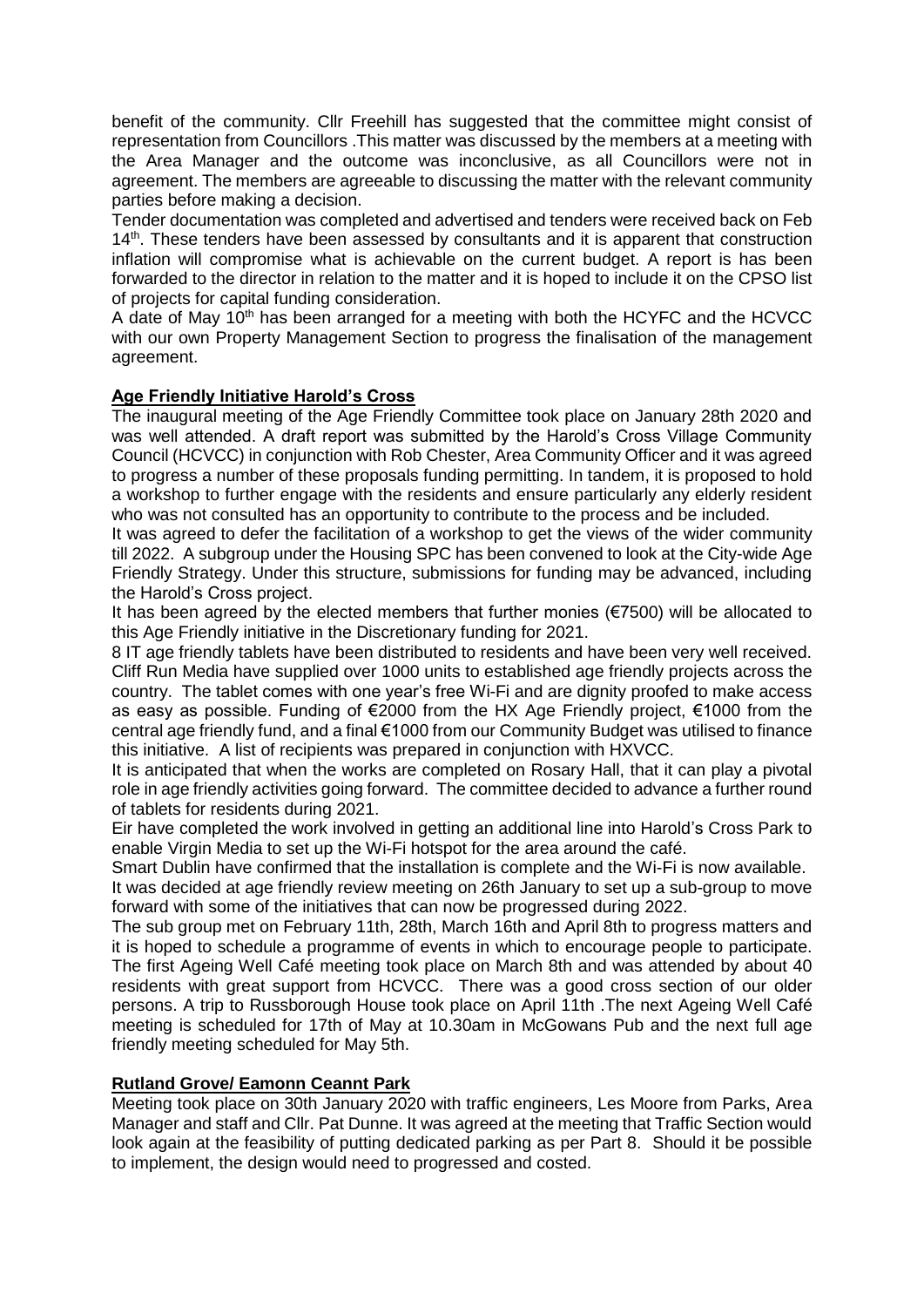benefit of the community. Cllr Freehill has suggested that the committee might consist of representation from Councillors .This matter was discussed by the members at a meeting with the Area Manager and the outcome was inconclusive, as all Councillors were not in agreement. The members are agreeable to discussing the matter with the relevant community parties before making a decision.

Tender documentation was completed and advertised and tenders were received back on Feb 14th. These tenders have been assessed by consultants and it is apparent that construction inflation will compromise what is achievable on the current budget. A report is has been forwarded to the director in relation to the matter and it is hoped to include it on the CPSO list of projects for capital funding consideration.

A date of May 10th has been arranged for a meeting with both the HCYFC and the HCVCC with our own Property Management Section to progress the finalisation of the management agreement.

**Age Friendly Initiative Harold's Cross**

The inaugural meeting of the Age Friendly Committee took place on January 28th 2020 and was well attended. A draft report was submitted by the Harold's Cross Village Community Council (HCVCC) in conjunction with Rob Chester, Area Community Officer and it was agreed to progress a number of these proposals funding permitting. In tandem, it is proposed to hold a workshop to further engage with the residents and ensure particularly any elderly resident who was not consulted has an opportunity to contribute to the process and be included.

It was agreed to defer the facilitation of a workshop to get the views of the wider community till 2022. A subgroup under the Housing SPC has been convened to look at the City-wide Age Friendly Strategy. Under this structure, submissions for funding may be advanced, including the Harold's Cross project.

It has been agreed by the elected members that further monies (€7500) will be allocated to this Age Friendly initiative in the Discretionary funding for 2021.

8 IT age friendly tablets have been distributed to residents and have been very well received. Cliff Run Media have supplied over 1000 units to established age friendly projects across the country. The tablet comes with one year's free Wi-Fi and are dignity proofed to make access as easy as possible. Funding of €2000 from the HX Age Friendly project, €1000 from the central age friendly fund, and a final €1000 from our Community Budget was utilised to finance this initiative. A list of recipients was prepared in conjunction with HXVCC.

It is anticipated that when the works are completed on Rosary Hall, that it can play a pivotal role in age friendly activities going forward. The committee decided to advance a further round of tablets for residents during 2021.

Eir have completed the work involved in getting an additional line into Harold's Cross Park to enable Virgin Media to set up the Wi-Fi hotspot for the area around the café.

Smart Dublin have confirmed that the installation is complete and the Wi-Fi is now available.

It was decided at age friendly review meeting on 26th January to set up a sub-group to move forward with some of the initiatives that can now be progressed during 2022.

The sub group met on February 11th, 28th, March 16th and April 8th to progress matters and it is hoped to schedule a programme of events in which to encourage people to participate. The first Ageing Well Café meeting took place on March 8th and was attended by about 40 residents with great support from HCVCC. There was a good cross section of our older persons. A trip to Russborough House took place on April 11th .The next Ageing Well Café meeting is scheduled for 17th of May at 10.30am in McGowans Pub and the next full age friendly meeting scheduled for May 5th.

**Rutland Grove/ Eamonn Ceannt Park**

Meeting took place on 30th January 2020 with traffic engineers, Les Moore from Parks, Area Manager and staff and Cllr. Pat Dunne. It was agreed at the meeting that Traffic Section would look again at the feasibility of putting dedicated parking as per Part 8. Should it be possible to implement, the design would need to progressed and costed.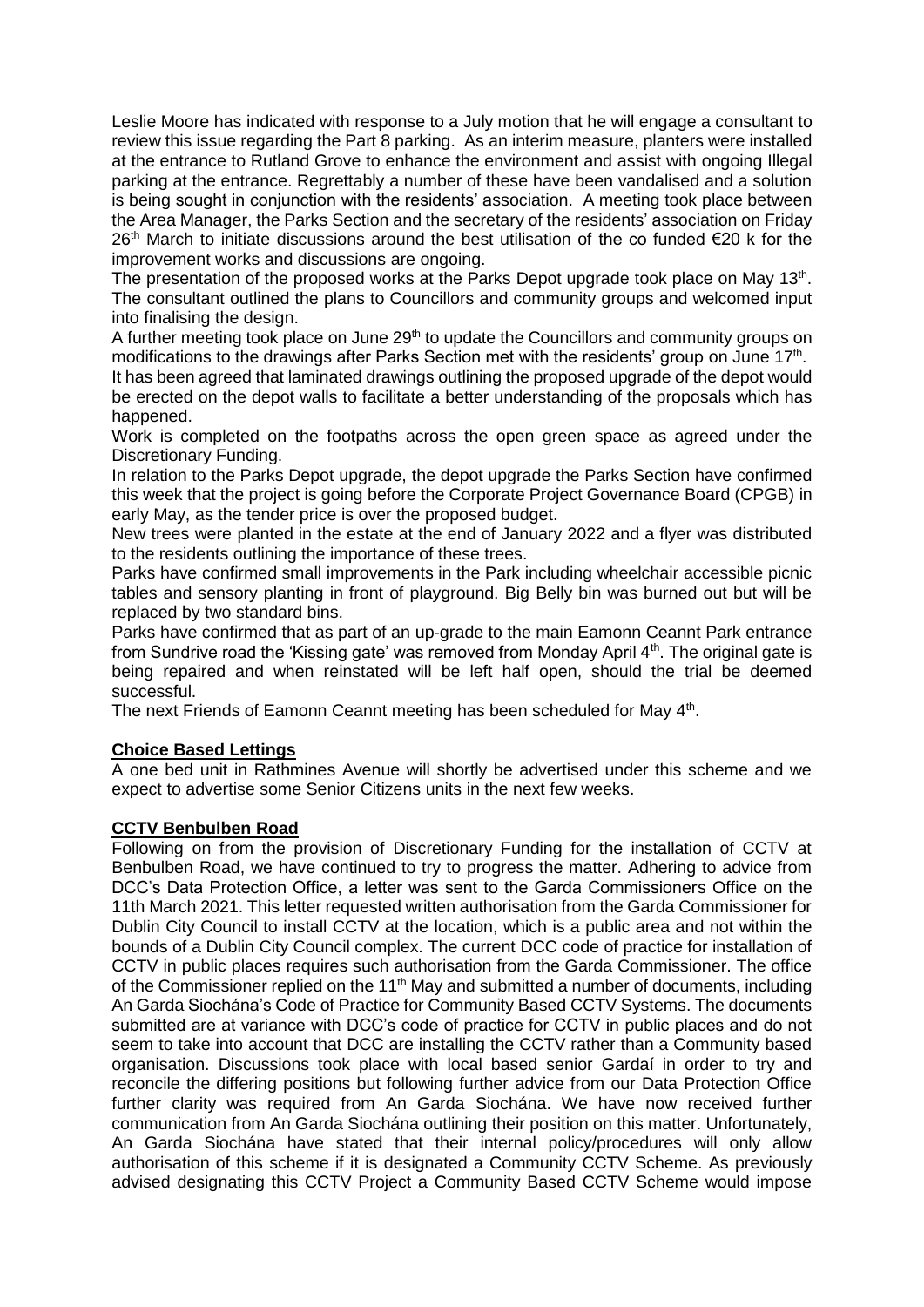Leslie Moore has indicated with response to a July motion that he will engage a consultant to review this issue regarding the Part 8 parking. As an interim measure, planters were installed at the entrance to Rutland Grove to enhance the environment and assist with ongoing Illegal parking at the entrance. Regrettably a number of these have been vandalised and a solution is being sought in conjunction with the residents' association. A meeting took place between the Area Manager, the Parks Section and the secretary of the residents' association on Friday 26th March to initiate discussions around the best utilisation of the co funded €20 k for the improvement works and discussions are ongoing.

The presentation of the proposed works at the Parks Depot upgrade took place on May 13th. The consultant outlined the plans to Councillors and community groups and welcomed input into finalising the design.

A further meeting took place on June 29th to update the Councillors and community groups on modifications to the drawings after Parks Section met with the residents' group on June 17th.

It has been agreed that laminated drawings outlining the proposed upgrade of the depot would be erected on the depot walls to facilitate a better understanding of the proposals which has happened.

Work is completed on the footpaths across the open green space as agreed under the Discretionary Funding.

In relation to the Parks Depot upgrade, the depot upgrade the Parks Section have confirmed this week that the project is going before the Corporate Project Governance Board (CPGB) in early May, as the tender price is over the proposed budget.

New trees were planted in the estate at the end of January 2022 and a flyer was distributed to the residents outlining the importance of these trees.

Parks have confirmed small improvements in the Park including wheelchair accessible picnic tables and sensory planting in front of playground. Big Belly bin was burned out but will be replaced by two standard bins.

Parks have confirmed that as part of an up-grade to the main Eamonn Ceannt Park entrance from Sundrive road the 'Kissing gate' was removed from Monday April 4th. The original gate is being repaired and when reinstated will be left half open, should the trial be deemed successful.

The next Friends of Eamonn Ceannt meeting has been scheduled for May 4th.

**Choice Based Lettings**

A one bed unit in Rathmines Avenue will shortly be advertised under this scheme and we expect to advertise some Senior Citizens units in the next few weeks.

**CCTV Benbulben Road**

Following on from the provision of Discretionary Funding for the installation of CCTV at Benbulben Road, we have continued to try to progress the matter. Adhering to advice from DCC's Data Protection Office, a letter was sent to the Garda Commissioners Office on the 11th March 2021. This letter requested written authorisation from the Garda Commissioner for Dublin City Council to install CCTV at the location, which is a public area and not within the bounds of a Dublin City Council complex. The current DCC code of practice for installation of CCTV in public places requires such authorisation from the Garda Commissioner. The office of the Commissioner replied on the 11th May and submitted a number of documents, including An Garda Siochána's Code of Practice for Community Based CCTV Systems. The documents submitted are at variance with DCC's code of practice for CCTV in public places and do not seem to take into account that DCC are installing the CCTV rather than a Community based organisation. Discussions took place with local based senior Gardaí in order to try and reconcile the differing positions but following further advice from our Data Protection Office further clarity was required from An Garda Siochána. We have now received further communication from An Garda Siochána outlining their position on this matter. Unfortunately, An Garda Siochána have stated that their internal policy/procedures will only allow authorisation of this scheme if it is designated a Community CCTV Scheme. As previously advised designating this CCTV Project a Community Based CCTV Scheme would impose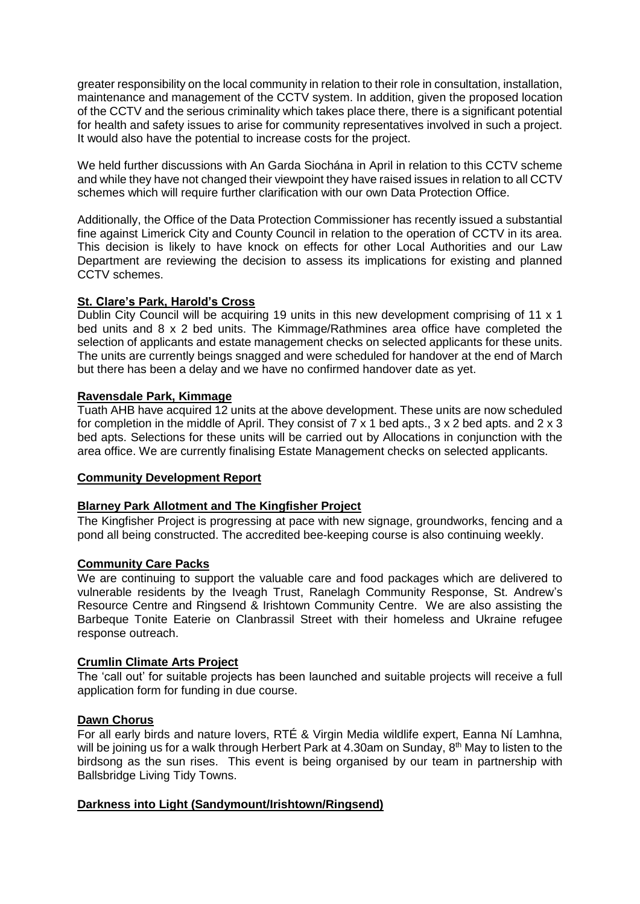greater responsibility on the local community in relation to their role in consultation, installation, maintenance and management of the CCTV system. In addition, given the proposed location of the CCTV and the serious criminality which takes place there, there is a significant potential for health and safety issues to arise for community representatives involved in such a project. It would also have the potential to increase costs for the project.

We held further discussions with An Garda Siochána in April in relation to this CCTV scheme and while they have not changed their viewpoint they have raised issues in relation to all CCTV schemes which will require further clarification with our own Data Protection Office.

Additionally, the Office of the Data Protection Commissioner has recently issued a substantial fine against Limerick City and County Council in relation to the operation of CCTV in its area. This decision is likely to have knock on effects for other Local Authorities and our Law Department are reviewing the decision to assess its implications for existing and planned CCTV schemes.

**St. Clare's Park, Harold's Cross**

Dublin City Council will be acquiring 19 units in this new development comprising of 11 x 1 bed units and 8 x 2 bed units. The Kimmage/Rathmines area office have completed the selection of applicants and estate management checks on selected applicants for these units. The units are currently beings snagged and were scheduled for handover at the end of March but there has been a delay and we have no confirmed handover date as yet.

**Ravensdale Park, Kimmage**

Tuath AHB have acquired 12 units at the above development. These units are now scheduled for completion in the middle of April. They consist of 7 x 1 bed apts., 3 x 2 bed apts. and 2 x 3 bed apts. Selections for these units will be carried out by Allocations in conjunction with the area office. We are currently finalising Estate Management checks on selected applicants.

**Community Development Report**

**Blarney Park Allotment and The Kingfisher Project**

The Kingfisher Project is progressing at pace with new signage, groundworks, fencing and a pond all being constructed. The accredited bee-keeping course is also continuing weekly.

**Community Care Packs**

We are continuing to support the valuable care and food packages which are delivered to vulnerable residents by the Iveagh Trust, Ranelagh Community Response, St. Andrew's Resource Centre and Ringsend & Irishtown Community Centre. We are also assisting the Barbeque Tonite Eaterie on Clanbrassil Street with their homeless and Ukraine refugee response outreach.

**Crumlin Climate Arts Project**

The 'call out' for suitable projects has been launched and suitable projects will receive a full application form for funding in due course.

**Dawn Chorus**

For all early birds and nature lovers, RTÉ & Virgin Media wildlife expert, Eanna Ní Lamhna, will be joining us for a walk through Herbert Park at 4.30am on Sunday, 8th May to listen to the birdsong as the sun rises. This event is being organised by our team in partnership with Ballsbridge Living Tidy Towns.

**Darkness into Light (Sandymount/Irishtown/Ringsend)**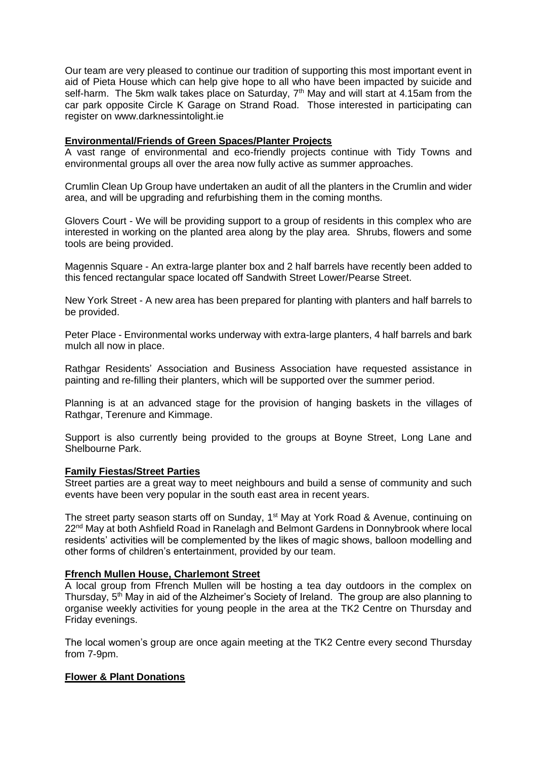Our team are very pleased to continue our tradition of supporting this most important event in aid of Pieta House which can help give hope to all who have been impacted by suicide and self-harm. The 5km walk takes place on Saturday, 7th May and will start at 4.15am from the car park opposite Circle K Garage on Strand Road. Those interested in participating can register on www.darknessintolight.ie

**Environmental/Friends of Green Spaces/Planter Projects**

A vast range of environmental and eco-friendly projects continue with Tidy Towns and environmental groups all over the area now fully active as summer approaches.

Crumlin Clean Up Group have undertaken an audit of all the planters in the Crumlin and wider area, and will be upgrading and refurbishing them in the coming months.

Glovers Court - We will be providing support to a group of residents in this complex who are interested in working on the planted area along by the play area. Shrubs, flowers and some tools are being provided.

Magennis Square - An extra-large planter box and 2 half barrels have recently been added to this fenced rectangular space located off Sandwith Street Lower/Pearse Street.

New York Street - A new area has been prepared for planting with planters and half barrels to be provided.

Peter Place - Environmental works underway with extra-large planters, 4 half barrels and bark mulch all now in place.

Rathgar Residents' Association and Business Association have requested assistance in painting and re-filling their planters, which will be supported over the summer period.

Planning is at an advanced stage for the provision of hanging baskets in the villages of Rathgar, Terenure and Kimmage.

Support is also currently being provided to the groups at Boyne Street, Long Lane and Shelbourne Park.

**Family Fiestas/Street Parties**

Street parties are a great way to meet neighbours and build a sense of community and such events have been very popular in the south east area in recent years.

The street party season starts off on Sunday, 1st May at York Road & Avenue, continuing on 22nd May at both Ashfield Road in Ranelagh and Belmont Gardens in Donnybrook where local residents' activities will be complemented by the likes of magic shows, balloon modelling and other forms of children's entertainment, provided by our team.

**Ffrench Mullen House, Charlemont Street**

A local group from Ffrench Mullen will be hosting a tea day outdoors in the complex on Thursday, 5th May in aid of the Alzheimer's Society of Ireland. The group are also planning to organise weekly activities for young people in the area at the TK2 Centre on Thursday and Friday evenings.

The local women's group are once again meeting at the TK2 Centre every second Thursday from 7-9pm.

**Flower & Plant Donations**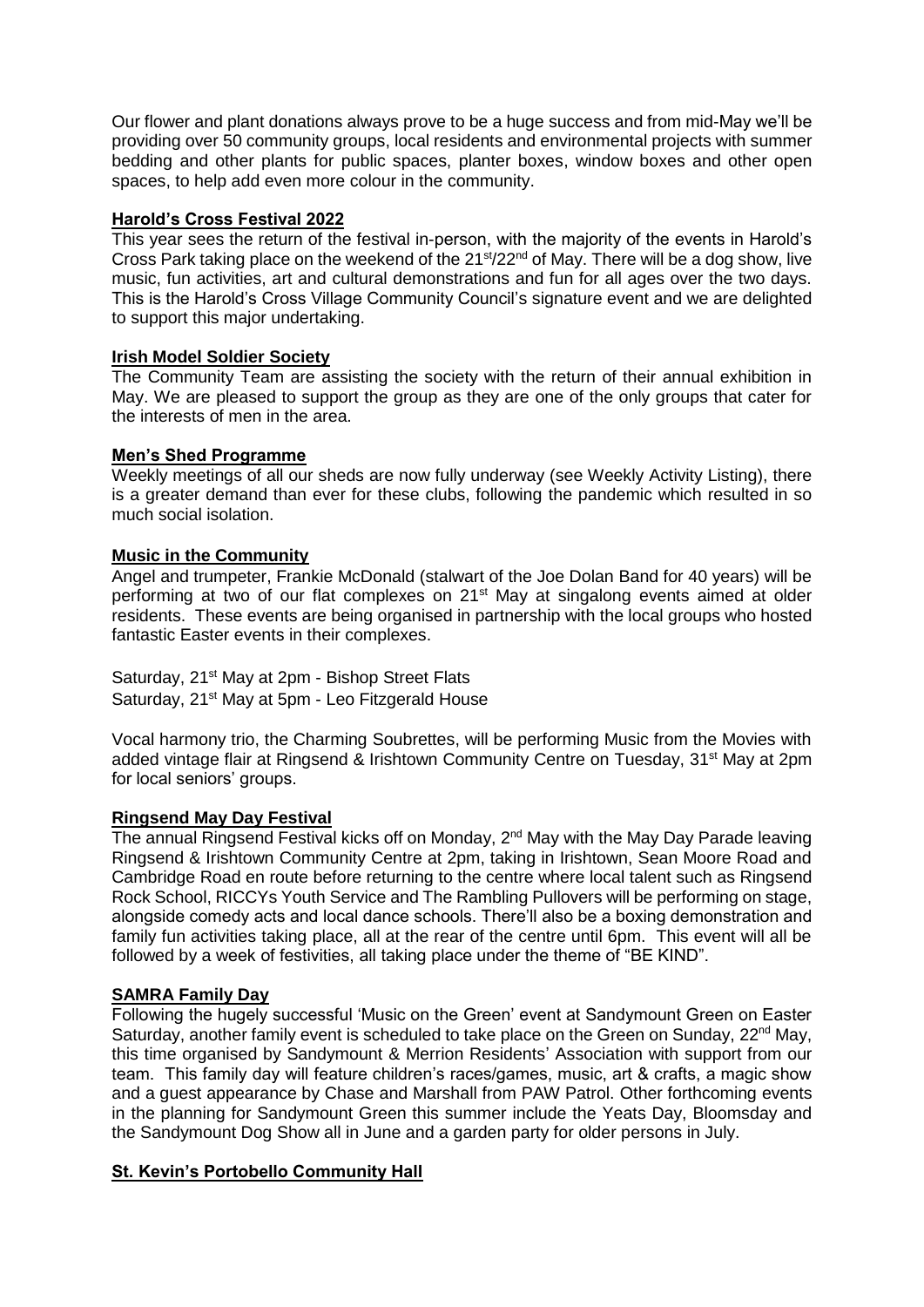Our flower and plant donations always prove to be a huge success and from mid-May we'll be providing over 50 community groups, local residents and environmental projects with summer bedding and other plants for public spaces, planter boxes, window boxes and other open spaces, to help add even more colour in the community.

**Harold's Cross Festival 2022**

This year sees the return of the festival in-person, with the majority of the events in Harold's Cross Park taking place on the weekend of the 21st/22nd of May. There will be a dog show, live music, fun activities, art and cultural demonstrations and fun for all ages over the two days. This is the Harold's Cross Village Community Council's signature event and we are delighted to support this major undertaking.

**Irish Model Soldier Society**

The Community Team are assisting the society with the return of their annual exhibition in May. We are pleased to support the group as they are one of the only groups that cater for the interests of men in the area.

**Men's Shed Programme**

Weekly meetings of all our sheds are now fully underway (see Weekly Activity Listing), there is a greater demand than ever for these clubs, following the pandemic which resulted in so much social isolation.

**Music in the Community**

Angel and trumpeter, Frankie McDonald (stalwart of the Joe Dolan Band for 40 years) will be performing at two of our flat complexes on 21st May at singalong events aimed at older residents. These events are being organised in partnership with the local groups who hosted fantastic Easter events in their complexes.

Saturday, 21st May at 2pm - Bishop Street Flats
Saturday, 21st May at 5pm - Leo Fitzgerald House

Vocal harmony trio, the Charming Soubrettes, will be performing Music from the Movies with added vintage flair at Ringsend & Irishtown Community Centre on Tuesday, 31st May at 2pm for local seniors' groups.

**Ringsend May Day Festival**

The annual Ringsend Festival kicks off on Monday, 2nd May with the May Day Parade leaving Ringsend & Irishtown Community Centre at 2pm, taking in Irishtown, Sean Moore Road and Cambridge Road en route before returning to the centre where local talent such as Ringsend Rock School, RICCYs Youth Service and The Rambling Pullovers will be performing on stage, alongside comedy acts and local dance schools. There'll also be a boxing demonstration and family fun activities taking place, all at the rear of the centre until 6pm. This event will all be followed by a week of festivities, all taking place under the theme of "BE KIND".

**SAMRA Family Day**

Following the hugely successful 'Music on the Green' event at Sandymount Green on Easter Saturday, another family event is scheduled to take place on the Green on Sunday, 22nd May, this time organised by Sandymount & Merrion Residents' Association with support from our team. This family day will feature children's races/games, music, art & crafts, a magic show and a guest appearance by Chase and Marshall from PAW Patrol. Other forthcoming events in the planning for Sandymount Green this summer include the Yeats Day, Bloomsday and the Sandymount Dog Show all in June and a garden party for older persons in July.

**St. Kevin's Portobello Community Hall**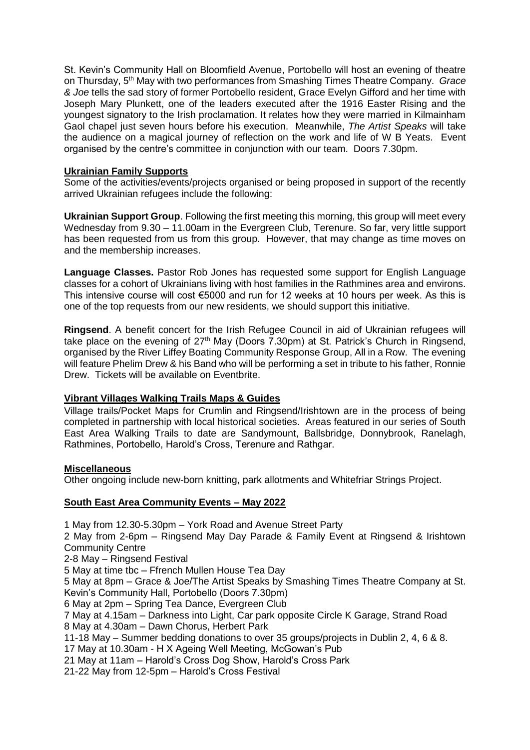St. Kevin's Community Hall on Bloomfield Avenue, Portobello will host an evening of theatre on Thursday, 5th May with two performances from Smashing Times Theatre Company. *Grace & Joe* tells the sad story of former Portobello resident, Grace Evelyn Gifford and her time with Joseph Mary Plunkett, one of the leaders executed after the 1916 Easter Rising and the youngest signatory to the Irish proclamation. It relates how they were married in Kilmainham Gaol chapel just seven hours before his execution. Meanwhile, *The Artist Speaks* will take the audience on a magical journey of reflection on the work and life of W B Yeats. Event organised by the centre's committee in conjunction with our team. Doors 7.30pm.

**Ukrainian Family Supports**

Some of the activities/events/projects organised or being proposed in support of the recently arrived Ukrainian refugees include the following:

**Ukrainian Support Group**. Following the first meeting this morning, this group will meet every Wednesday from 9.30 – 11.00am in the Evergreen Club, Terenure. So far, very little support has been requested from us from this group. However, that may change as time moves on and the membership increases.

**Language Classes.** Pastor Rob Jones has requested some support for English Language classes for a cohort of Ukrainians living with host families in the Rathmines area and environs. This intensive course will cost €5000 and run for 12 weeks at 10 hours per week. As this is one of the top requests from our new residents, we should support this initiative.

**Ringsend**. A benefit concert for the Irish Refugee Council in aid of Ukrainian refugees will take place on the evening of 27th May (Doors 7.30pm) at St. Patrick's Church in Ringsend, organised by the River Liffey Boating Community Response Group, All in a Row. The evening will feature Phelim Drew & his Band who will be performing a set in tribute to his father, Ronnie Drew. Tickets will be available on Eventbrite.

**Vibrant Villages Walking Trails Maps & Guides**

Village trails/Pocket Maps for Crumlin and Ringsend/Irishtown are in the process of being completed in partnership with local historical societies. Areas featured in our series of South East Area Walking Trails to date are Sandymount, Ballsbridge, Donnybrook, Ranelagh, Rathmines, Portobello, Harold's Cross, Terenure and Rathgar.

**Miscellaneous**

Other ongoing include new-born knitting, park allotments and Whitefriar Strings Project.

**South East Area Community Events – May 2022**

1 May from 12.30-5.30pm – York Road and Avenue Street Party
2 May from 2-6pm – Ringsend May Day Parade & Family Event at Ringsend & Irishtown Community Centre
2-8 May – Ringsend Festival
5 May at time tbc – Ffrench Mullen House Tea Day
5 May at 8pm – Grace & Joe/The Artist Speaks by Smashing Times Theatre Company at St. Kevin's Community Hall, Portobello (Doors 7.30pm)
6 May at 2pm – Spring Tea Dance, Evergreen Club
7 May at 4.15am – Darkness into Light, Car park opposite Circle K Garage, Strand Road
8 May at 4.30am – Dawn Chorus, Herbert Park
11-18 May – Summer bedding donations to over 35 groups/projects in Dublin 2, 4, 6 & 8.
17 May at 10.30am - H X Ageing Well Meeting, McGowan's Pub
21 May at 11am – Harold's Cross Dog Show, Harold's Cross Park
21-22 May from 12-5pm – Harold's Cross Festival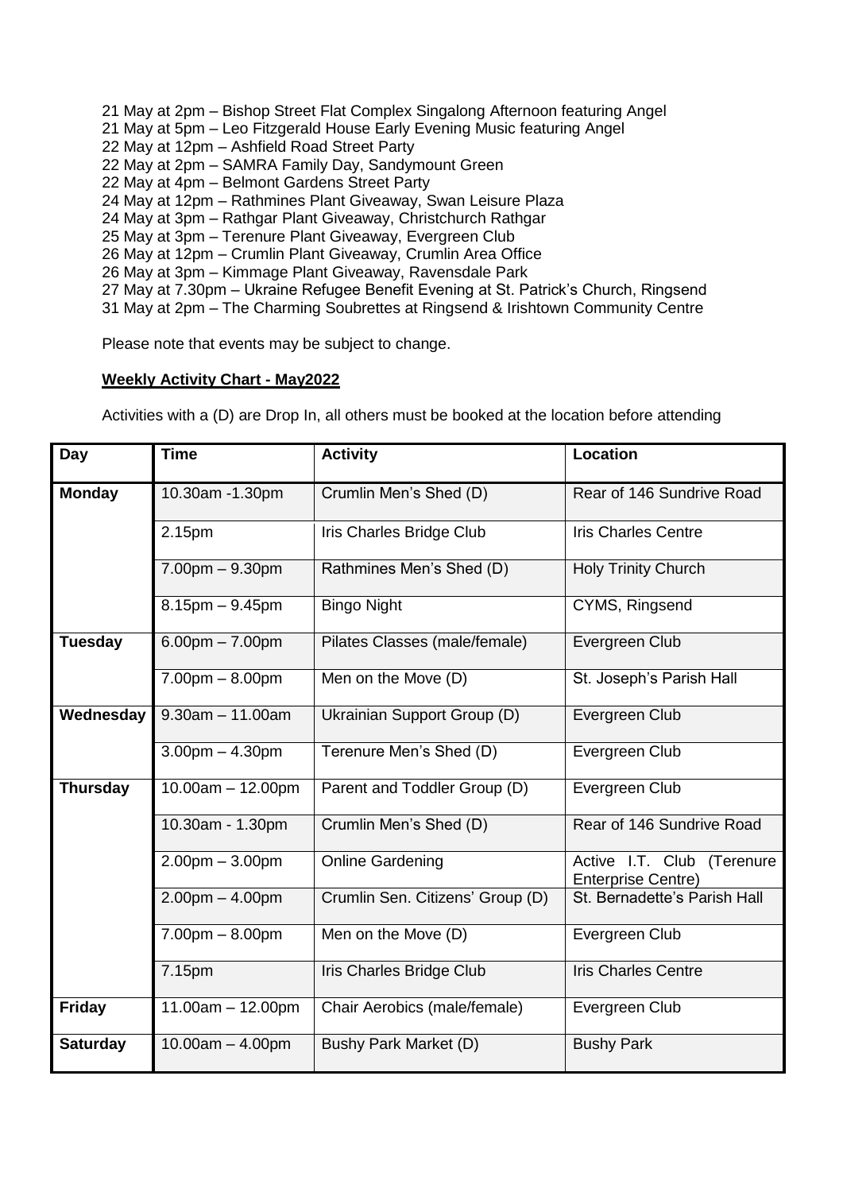21 May at 2pm – Bishop Street Flat Complex Singalong Afternoon featuring Angel
21 May at 5pm – Leo Fitzgerald House Early Evening Music featuring Angel
22 May at 12pm – Ashfield Road Street Party
22 May at 2pm – SAMRA Family Day, Sandymount Green
22 May at 4pm – Belmont Gardens Street Party
24 May at 12pm – Rathmines Plant Giveaway, Swan Leisure Plaza
24 May at 3pm – Rathgar Plant Giveaway, Christchurch Rathgar
25 May at 3pm – Terenure Plant Giveaway, Evergreen Club
26 May at 12pm – Crumlin Plant Giveaway, Crumlin Area Office
26 May at 3pm – Kimmage Plant Giveaway, Ravensdale Park
27 May at 7.30pm – Ukraine Refugee Benefit Evening at St. Patrick's Church, Ringsend
31 May at 2pm – The Charming Soubrettes at Ringsend & Irishtown Community Centre

Please note that events may be subject to change.

**Weekly Activity Chart - May2022**

Activities with a (D) are Drop In, all others must be booked at the location before attending

| Day | Time | Activity | Location |
|---|---|---|---|
| **Monday** | 10.30am -1.30pm | Crumlin Men's Shed (D) | Rear of 146 Sundrive Road |
| | 2.15pm | Iris Charles Bridge Club | Iris Charles Centre |
| | 7.00pm – 9.30pm | Rathmines Men's Shed (D) | Holy Trinity Church |
| | 8.15pm – 9.45pm | Bingo Night | CYMS, Ringsend |
| **Tuesday** | 6.00pm – 7.00pm | Pilates Classes (male/female) | Evergreen Club |
| | 7.00pm – 8.00pm | Men on the Move (D) | St. Joseph's Parish Hall |
| **Wednesday** | 9.30am – 11.00am | Ukrainian Support Group (D) | Evergreen Club |
| | 3.00pm – 4.30pm | Terenure Men's Shed (D) | Evergreen Club |
| **Thursday** | 10.00am – 12.00pm | Parent and Toddler Group (D) | Evergreen Club |
| | 10.30am - 1.30pm | Crumlin Men's Shed (D) | Rear of 146 Sundrive Road |
| | 2.00pm – 3.00pm | Online Gardening | Active I.T. Club (Terenure Enterprise Centre) |
| | 2.00pm – 4.00pm | Crumlin Sen. Citizens' Group (D) | St. Bernadette's Parish Hall |
| | 7.00pm – 8.00pm | Men on the Move (D) | Evergreen Club |
| | 7.15pm | Iris Charles Bridge Club | Iris Charles Centre |
| **Friday** | 11.00am – 12.00pm | Chair Aerobics (male/female) | Evergreen Club |
| **Saturday** | 10.00am – 4.00pm | Bushy Park Market (D) | Bushy Park |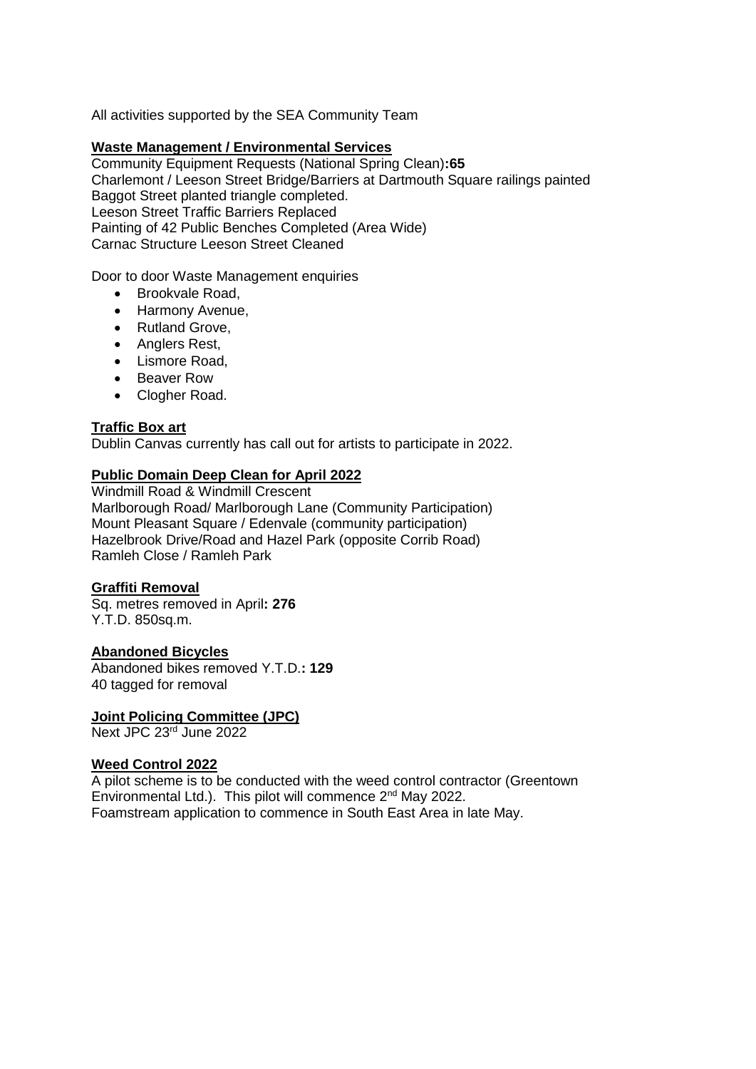All activities supported by the SEA Community Team

**Waste Management / Environmental Services**

Community Equipment Requests (National Spring Clean)**:65**
Charlemont / Leeson Street Bridge/Barriers at Dartmouth Square railings painted
Baggot Street planted triangle completed.
Leeson Street Traffic Barriers Replaced
Painting of 42 Public Benches Completed (Area Wide)
Carnac Structure Leeson Street Cleaned

Door to door Waste Management enquiries

- Brookvale Road,
- Harmony Avenue,
- Rutland Grove,
- Anglers Rest,
- Lismore Road,
- Beaver Row
- Clogher Road.

**Traffic Box art**

Dublin Canvas currently has call out for artists to participate in 2022.

**Public Domain Deep Clean for April 2022**

Windmill Road & Windmill Crescent
Marlborough Road/ Marlborough Lane (Community Participation)
Mount Pleasant Square / Edenvale (community participation)
Hazelbrook Drive/Road and Hazel Park (opposite Corrib Road)
Ramleh Close / Ramleh Park

**Graffiti Removal**

Sq. metres removed in April**: 276**
Y.T.D. 850sq.m.

**Abandoned Bicycles**

Abandoned bikes removed Y.T.D.**: 129**
40 tagged for removal

**Joint Policing Committee (JPC)**

Next JPC 23rd June 2022

**Weed Control 2022**

A pilot scheme is to be conducted with the weed control contractor (Greentown Environmental Ltd.). This pilot will commence 2nd May 2022.
Foamstream application to commence in South East Area in late May.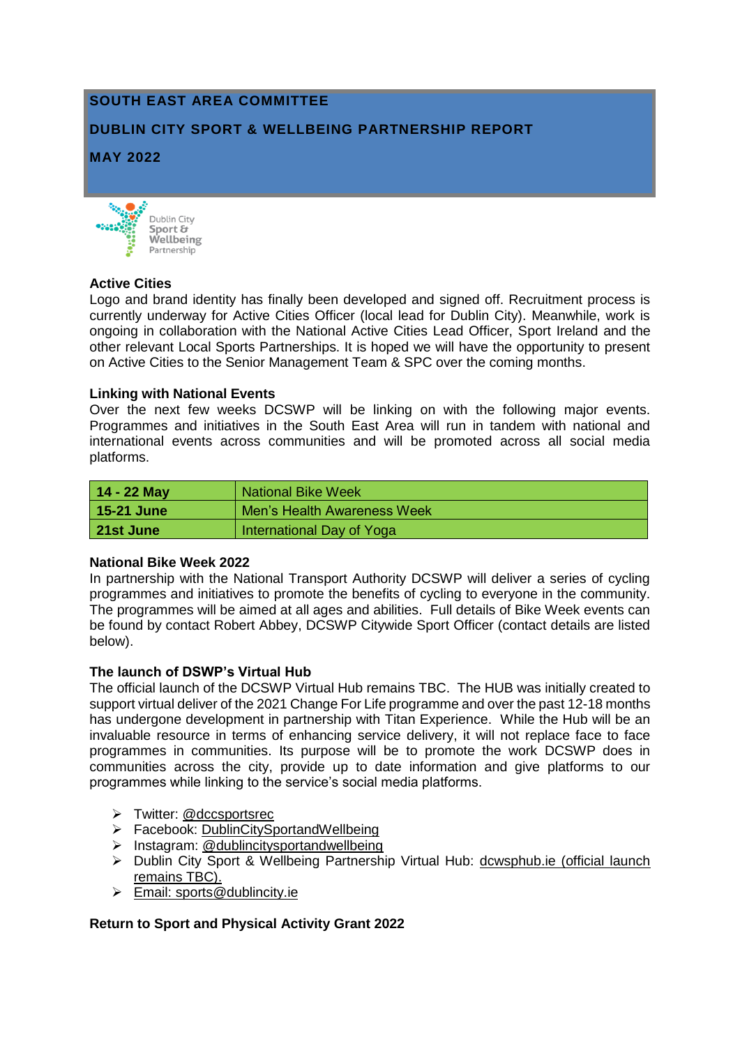# SOUTH EAST AREA COMMITTEE

# DUBLIN CITY SPORT & WELLBEING PARTNERSHIP REPORT

# MAY 2022

Dublin City Sport & Wellbeing Partnership

### Active Cities

Logo and brand identity has finally been developed and signed off. Recruitment process is currently underway for Active Cities Officer (local lead for Dublin City). Meanwhile, work is ongoing in collaboration with the National Active Cities Lead Officer, Sport Ireland and the other relevant Local Sports Partnerships. It is hoped we will have the opportunity to present on Active Cities to the Senior Management Team & SPC over the coming months.

### Linking with National Events

Over the next few weeks DCSWP will be linking on with the following major events. Programmes and initiatives in the South East Area will run in tandem with national and international events across communities and will be promoted across all social media platforms.

| | |
|---|---|
| **14 - 22 May** | National Bike Week |
| **15-21 June** | Men's Health Awareness Week |
| **21st June** | International Day of Yoga |

### National Bike Week 2022

In partnership with the National Transport Authority DCSWP will deliver a series of cycling programmes and initiatives to promote the benefits of cycling to everyone in the community. The programmes will be aimed at all ages and abilities. Full details of Bike Week events can be found by contact Robert Abbey, DCSWP Citywide Sport Officer (contact details are listed below).

### The launch of DSWP's Virtual Hub

The official launch of the DCSWP Virtual Hub remains TBC. The HUB was initially created to support virtual deliver of the 2021 Change For Life programme and over the past 12-18 months has undergone development in partnership with Titan Experience. While the Hub will be an invaluable resource in terms of enhancing service delivery, it will not replace face to face programmes in communities. Its purpose will be to promote the work DCSWP does in communities across the city, provide up to date information and give platforms to our programmes while linking to the service's social media platforms.

- Twitter: @dccsportsrec
- Facebook: DublinCitySportandWellbeing
- Instagram: @dublincitysportandwellbeing
- Dublin City Sport & Wellbeing Partnership Virtual Hub: dcwsphub.ie (official launch remains TBC).
- Email: sports@dublincity.ie

### Return to Sport and Physical Activity Grant 2022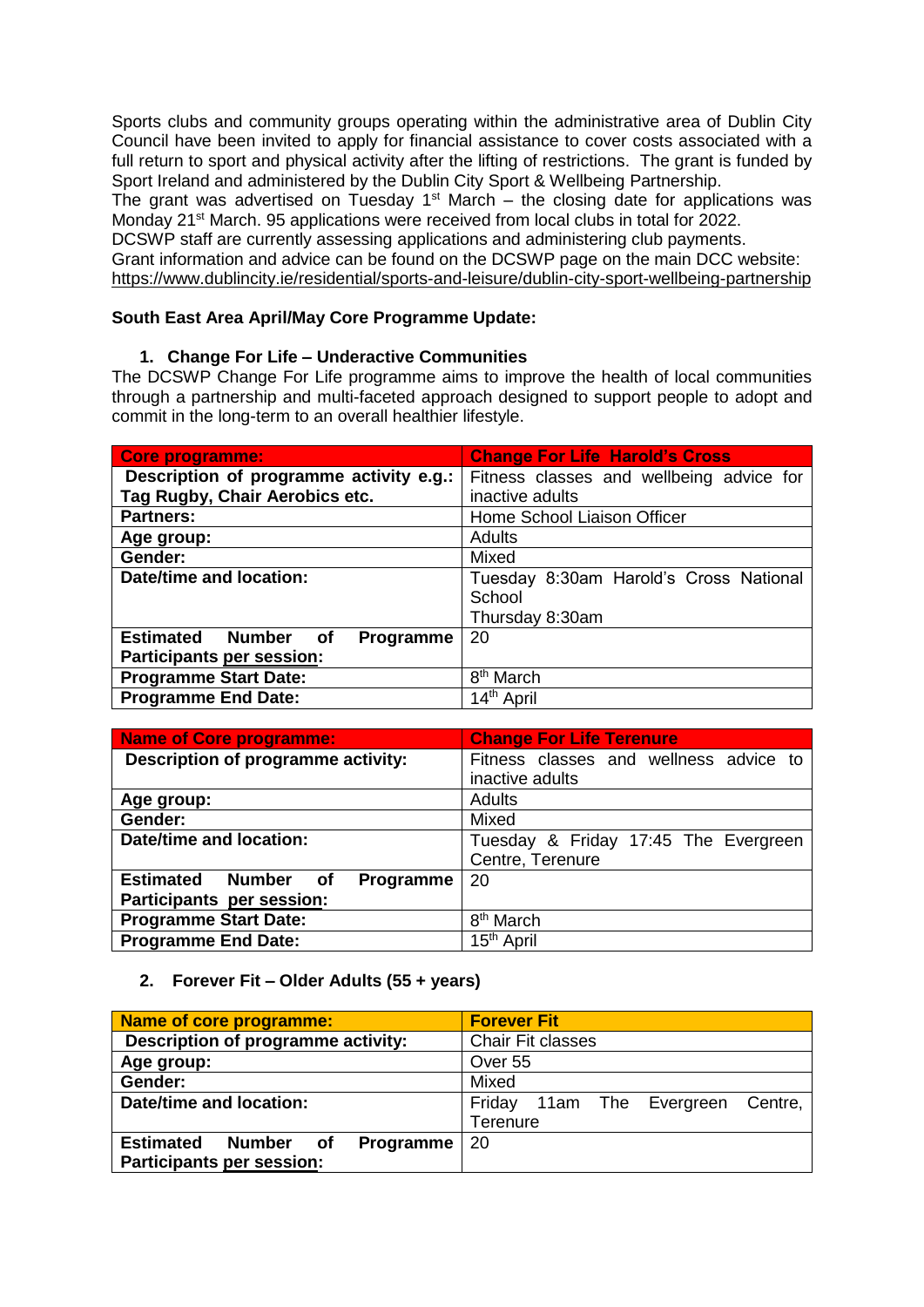Sports clubs and community groups operating within the administrative area of Dublin City Council have been invited to apply for financial assistance to cover costs associated with a full return to sport and physical activity after the lifting of restrictions. The grant is funded by Sport Ireland and administered by the Dublin City Sport & Wellbeing Partnership.
The grant was advertised on Tuesday 1st March – the closing date for applications was Monday 21st March. 95 applications were received from local clubs in total for 2022.
DCSWP staff are currently assessing applications and administering club payments.
Grant information and advice can be found on the DCSWP page on the main DCC website:
https://www.dublincity.ie/residential/sports-and-leisure/dublin-city-sport-wellbeing-partnership

**South East Area April/May Core Programme Update:**

1. **Change For Life – Underactive Communities**

The DCSWP Change For Life programme aims to improve the health of local communities through a partnership and multi-faceted approach designed to support people to adopt and commit in the long-term to an overall healthier lifestyle.

| **Core programme:** | **Change For Life Harold's Cross** |
|---|---|
| **Description of programme activity e.g.: Tag Rugby, Chair Aerobics etc.** | Fitness classes and wellbeing advice for inactive adults |
| **Partners:** | Home School Liaison Officer |
| **Age group:** | Adults |
| **Gender:** | Mixed |
| **Date/time and location:** | Tuesday 8:30am Harold's Cross National School<br>Thursday 8:30am |
| **Estimated Number of Programme Participants per session:** | 20 |
| **Programme Start Date:** | 8th March |
| **Programme End Date:** | 14th April |

| **Name of Core programme:** | **Change For Life Terenure** |
|---|---|
| **Description of programme activity:** | Fitness classes and wellness advice to inactive adults |
| **Age group:** | Adults |
| **Gender:** | Mixed |
| **Date/time and location:** | Tuesday & Friday 17:45 The Evergreen Centre, Terenure |
| **Estimated Number of Programme Participants per session:** | 20 |
| **Programme Start Date:** | 8th March |
| **Programme End Date:** | 15th April |

2. **Forever Fit – Older Adults (55 + years)**

| **Name of core programme:** | **Forever Fit** |
|---|---|
| **Description of programme activity:** | Chair Fit classes |
| **Age group:** | Over 55 |
| **Gender:** | Mixed |
| **Date/time and location:** | Friday 11am The Evergreen Centre, Terenure |
| **Estimated Number of Programme Participants per session:** | 20 |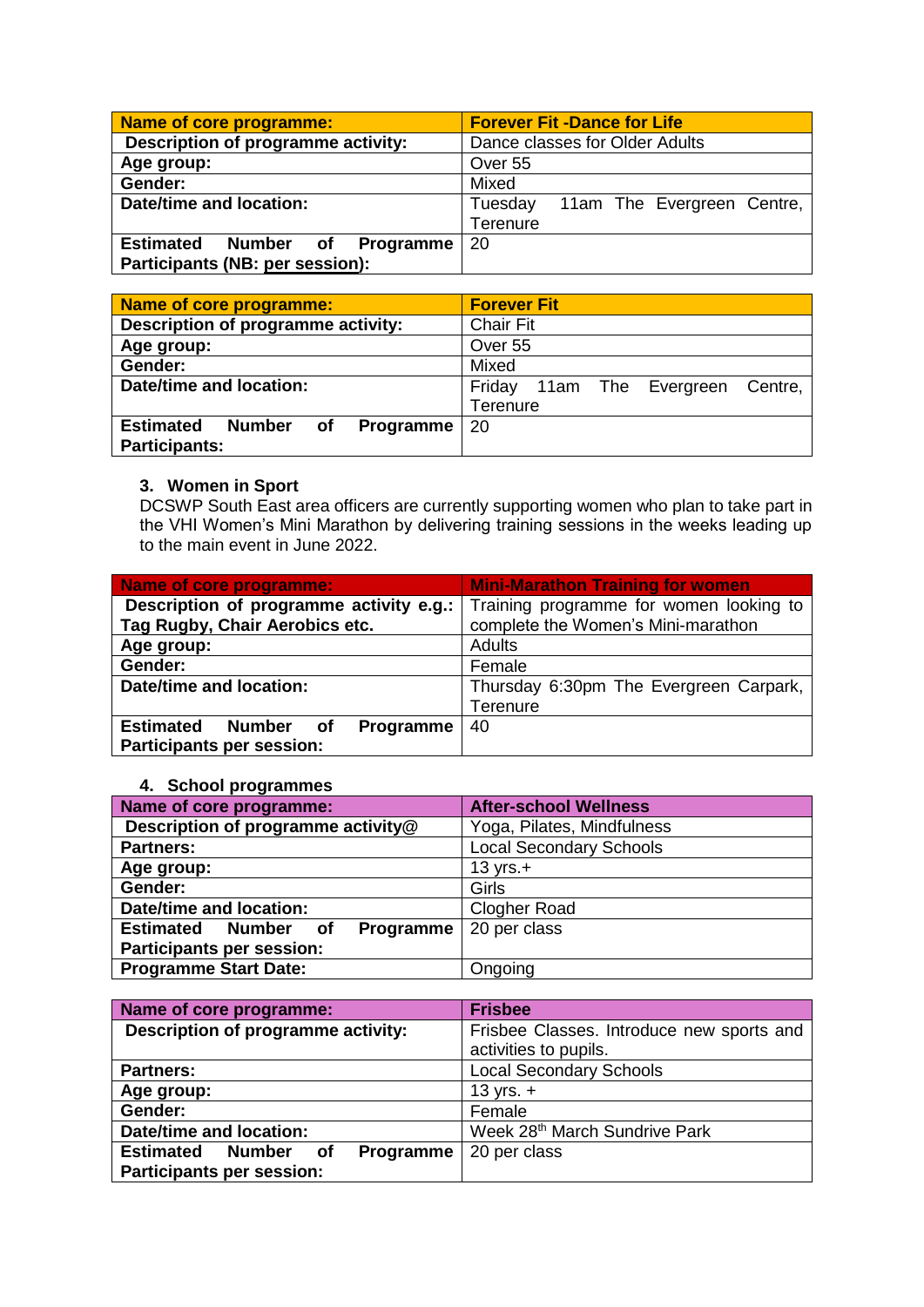| Name of core programme: | Forever Fit -Dance for Life |
|---|---|
| Description of programme activity: | Dance classes for Older Adults |
| Age group: | Over 55 |
| Gender: | Mixed |
| Date/time and location: | Tuesday 11am The Evergreen Centre, Terenure |
| Estimated Number of Programme Participants (NB: per session): | 20 |

| Name of core programme: | Forever Fit |
|---|---|
| Description of programme activity: | Chair Fit |
| Age group: | Over 55 |
| Gender: | Mixed |
| Date/time and location: | Friday 11am The Evergreen Centre, Terenure |
| Estimated Number of Programme Participants: | 20 |

### 3. Women in Sport

DCSWP South East area officers are currently supporting women who plan to take part in the VHI Women's Mini Marathon by delivering training sessions in the weeks leading up to the main event in June 2022.

| Name of core programme: | Mini-Marathon Training for women |
|---|---|
| Description of programme activity e.g.: Tag Rugby, Chair Aerobics etc. | Training programme for women looking to complete the Women's Mini-marathon |
| Age group: | Adults |
| Gender: | Female |
| Date/time and location: | Thursday 6:30pm The Evergreen Carpark, Terenure |
| Estimated Number of Programme Participants per session: | 40 |

### 4. School programmes

| Name of core programme: | After-school Wellness |
|---|---|
| Description of programme activity@ | Yoga, Pilates, Mindfulness |
| Partners: | Local Secondary Schools |
| Age group: | 13 yrs.+ |
| Gender: | Girls |
| Date/time and location: | Clogher Road |
| Estimated Number of Programme Participants per session: | 20 per class |
| Programme Start Date: | Ongoing |

| Name of core programme: | Frisbee |
|---|---|
| Description of programme activity: | Frisbee Classes. Introduce new sports and activities to pupils. |
| Partners: | Local Secondary Schools |
| Age group: | 13 yrs. + |
| Gender: | Female |
| Date/time and location: | Week 28th March Sundrive Park |
| Estimated Number of Programme Participants per session: | 20 per class |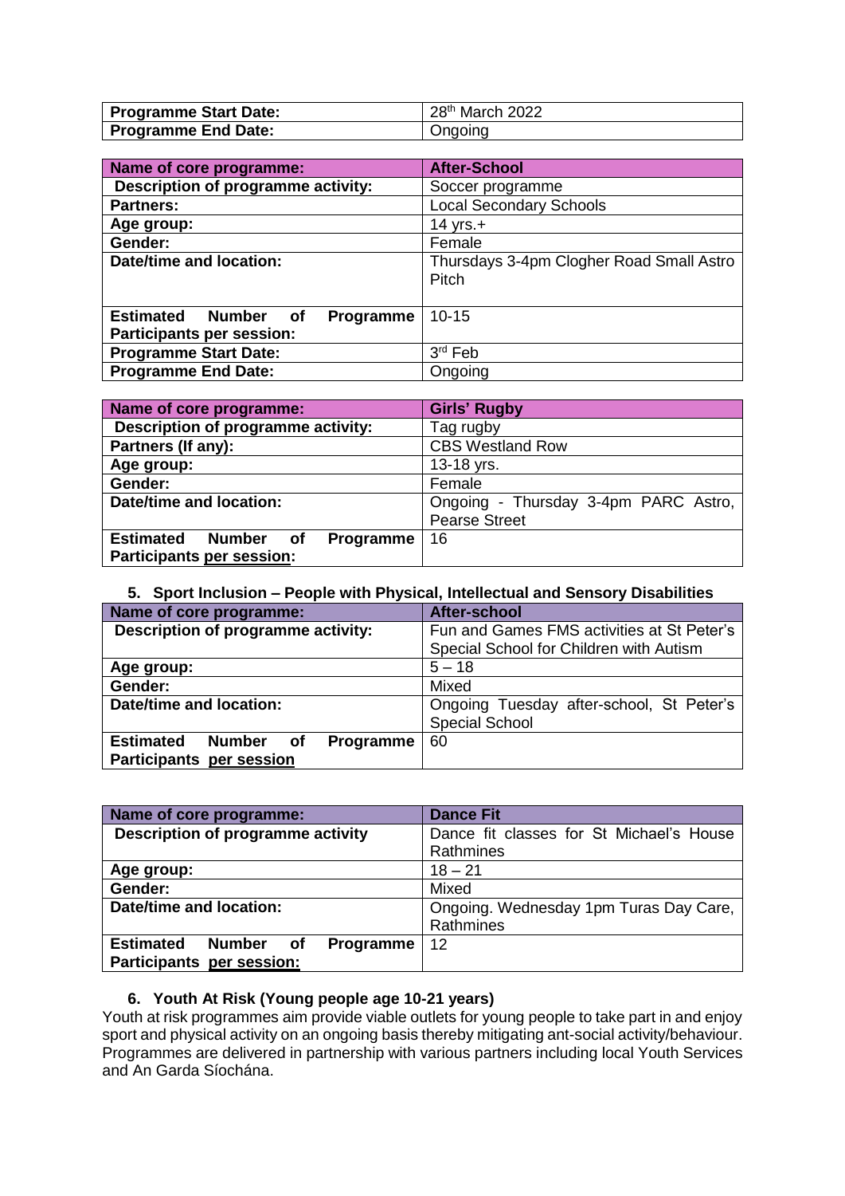| Programme Start Date: | 28th March 2022 |
| --- | --- |
| **Programme End Date:** | Ongoing |

| Name of core programme: | After-School |
| --- | --- |
| **Description of programme activity:** | Soccer programme |
| **Partners:** | Local Secondary Schools |
| **Age group:** | 14 yrs.+ |
| **Gender:** | Female |
| **Date/time and location:** | Thursdays 3-4pm Clogher Road Small Astro Pitch |
| **Estimated Number of Programme Participants per session:** | 10-15 |
| **Programme Start Date:** | 3rd Feb |
| **Programme End Date:** | Ongoing |

| Name of core programme: | Girls' Rugby |
| --- | --- |
| **Description of programme activity:** | Tag rugby |
| **Partners (If any):** | CBS Westland Row |
| **Age group:** | 13-18 yrs. |
| **Gender:** | Female |
| **Date/time and location:** | Ongoing - Thursday 3-4pm PARC Astro, Pearse Street |
| **Estimated Number of Programme Participants per session:** | 16 |

### 5. Sport Inclusion – People with Physical, Intellectual and Sensory Disabilities

| Name of core programme: | After-school |
| --- | --- |
| **Description of programme activity:** | Fun and Games FMS activities at St Peter's Special School for Children with Autism |
| **Age group:** | 5 – 18 |
| **Gender:** | Mixed |
| **Date/time and location:** | Ongoing Tuesday after-school, St Peter's Special School |
| **Estimated Number of Programme Participants per session** | 60 |

| Name of core programme: | Dance Fit |
| --- | --- |
| **Description of programme activity** | Dance fit classes for St Michael's House Rathmines |
| **Age group:** | 18 – 21 |
| **Gender:** | Mixed |
| **Date/time and location:** | Ongoing. Wednesday 1pm Turas Day Care, Rathmines |
| **Estimated Number of Programme Participants per session:** | 12 |

### 6. Youth At Risk (Young people age 10-21 years)

Youth at risk programmes aim provide viable outlets for young people to take part in and enjoy sport and physical activity on an ongoing basis thereby mitigating ant-social activity/behaviour. Programmes are delivered in partnership with various partners including local Youth Services and An Garda Síochána.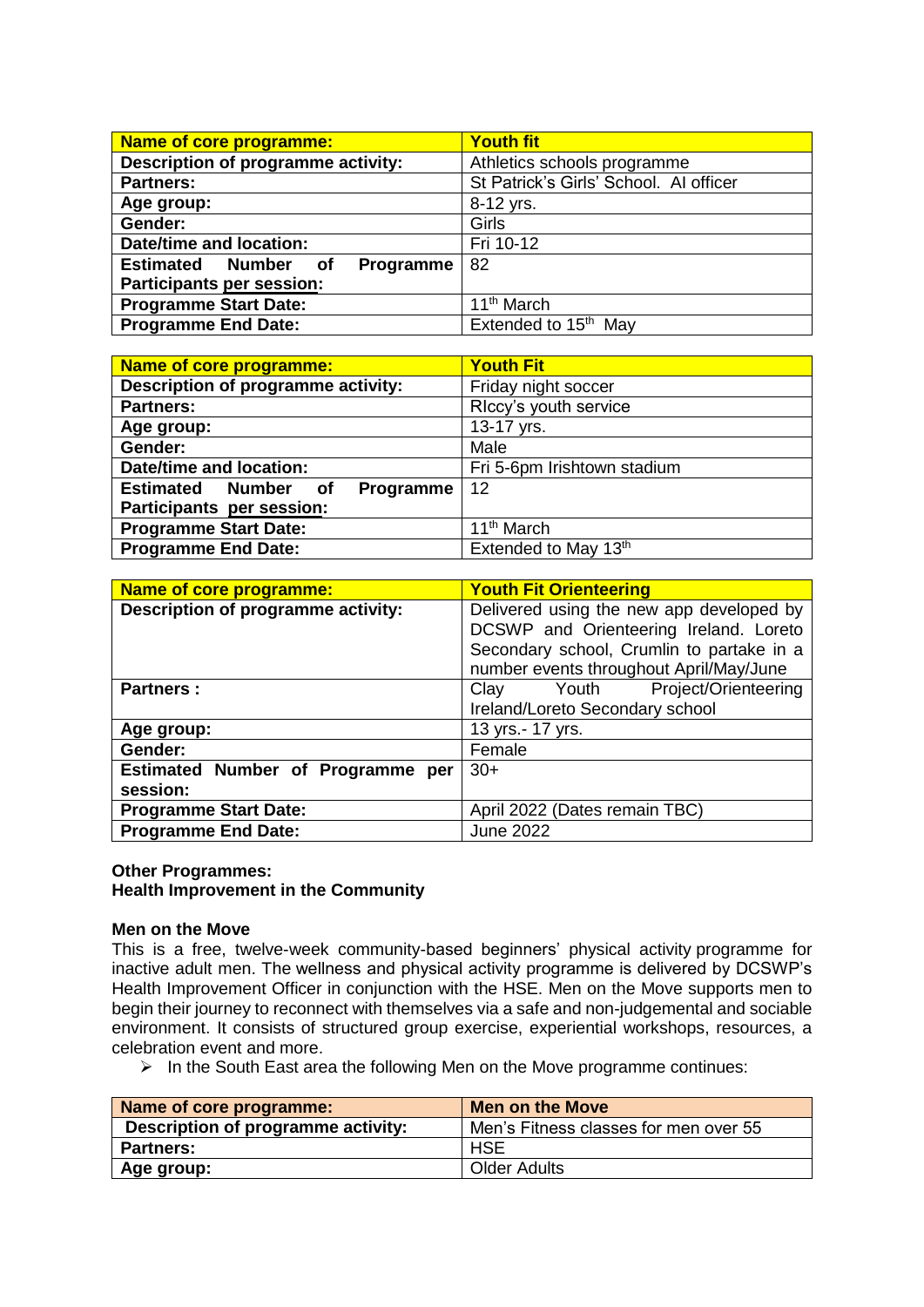| Name of core programme: | Youth fit |
|---|---|
| Description of programme activity: | Athletics schools programme |
| Partners: | St Patrick's Girls' School. AI officer |
| Age group: | 8-12 yrs. |
| Gender: | Girls |
| Date/time and location: | Fri 10-12 |
| Estimated Number of Programme Participants per session: | 82 |
| Programme Start Date: | 11th March |
| Programme End Date: | Extended to 15th May |

| Name of core programme: | Youth Fit |
|---|---|
| Description of programme activity: | Friday night soccer |
| Partners: | RIccy's youth service |
| Age group: | 13-17 yrs. |
| Gender: | Male |
| Date/time and location: | Fri 5-6pm Irishtown stadium |
| Estimated Number of Programme Participants per session: | 12 |
| Programme Start Date: | 11th March |
| Programme End Date: | Extended to May 13th |

| Name of core programme: | Youth Fit Orienteering |
|---|---|
| Description of programme activity: | Delivered using the new app developed by DCSWP and Orienteering Ireland. Loreto Secondary school, Crumlin to partake in a number events throughout April/May/June |
| Partners : | Clay Youth Project/Orienteering Ireland/Loreto Secondary school |
| Age group: | 13 yrs.- 17 yrs. |
| Gender: | Female |
| Estimated Number of Programme per session: | 30+ |
| Programme Start Date: | April 2022 (Dates remain TBC) |
| Programme End Date: | June 2022 |

**Other Programmes:**
**Health Improvement in the Community**

**Men on the Move**

This is a free, twelve-week community-based beginners' physical activity programme for inactive adult men. The wellness and physical activity programme is delivered by DCSWP's Health Improvement Officer in conjunction with the HSE. Men on the Move supports men to begin their journey to reconnect with themselves via a safe and non-judgemental and sociable environment. It consists of structured group exercise, experiential workshops, resources, a celebration event and more.

- In the South East area the following Men on the Move programme continues:

| Name of core programme: | Men on the Move |
|---|---|
| Description of programme activity: | Men's Fitness classes for men over 55 |
| Partners: | HSE |
| Age group: | Older Adults |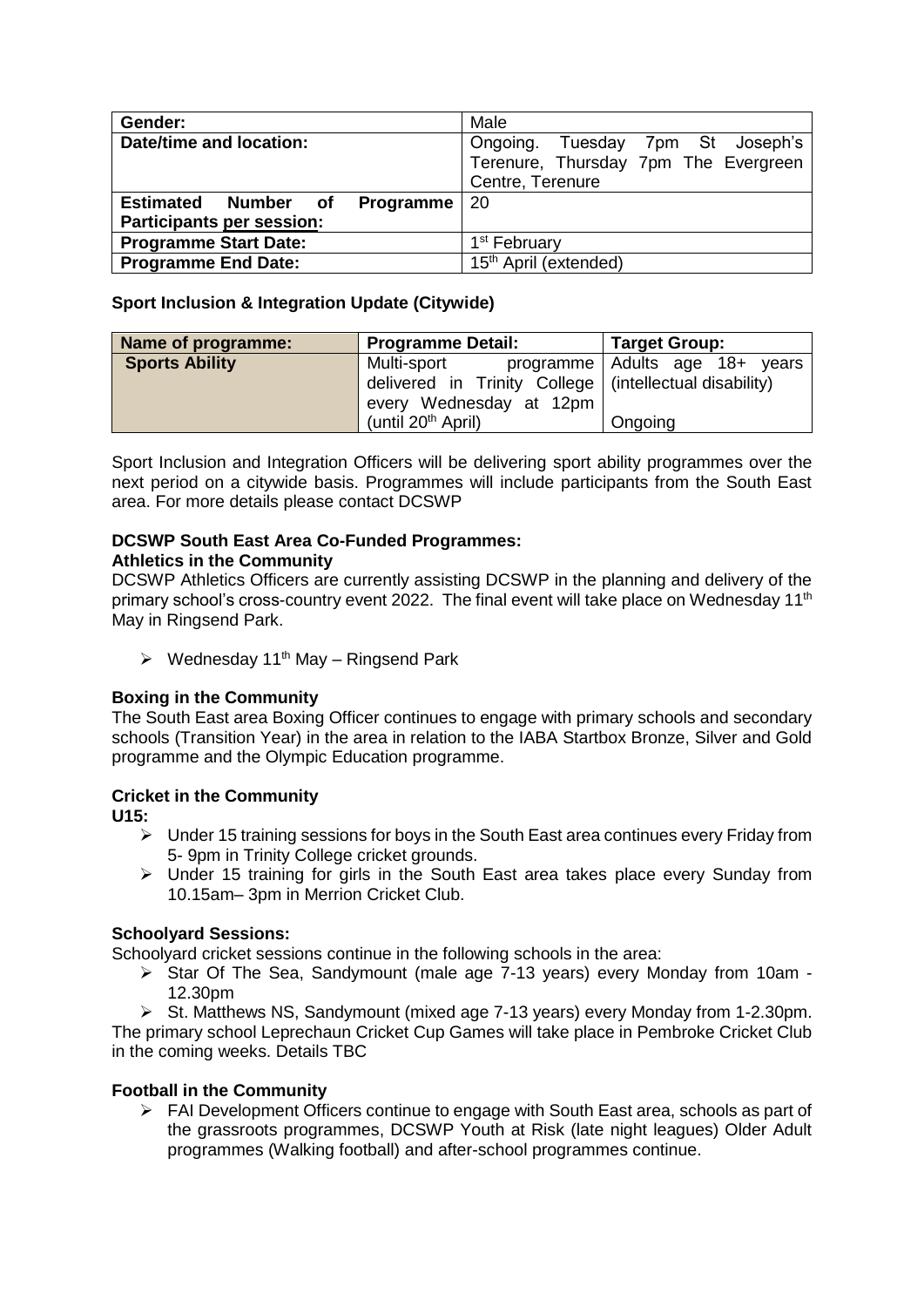| Gender: | Male |
| --- | --- |
| **Date/time and location:** | Ongoing. Tuesday 7pm St Joseph's Terenure, Thursday 7pm The Evergreen Centre, Terenure |
| **Estimated Number of Programme Participants per session:** | 20 |
| **Programme Start Date:** | 1st February |
| **Programme End Date:** | 15th April (extended) |

**Sport Inclusion & Integration Update (Citywide)**

| Name of programme: | Programme Detail: | Target Group: |
| --- | --- | --- |
| **Sports Ability** | Multi-sport programme delivered in Trinity College every Wednesday at 12pm (until 20th April) | Adults age 18+ years (intellectual disability) Ongoing |

Sport Inclusion and Integration Officers will be delivering sport ability programmes over the next period on a citywide basis. Programmes will include participants from the South East area. For more details please contact DCSWP

**DCSWP South East Area Co-Funded Programmes:**

**Athletics in the Community**

DCSWP Athletics Officers are currently assisting DCSWP in the planning and delivery of the primary school's cross-country event 2022. The final event will take place on Wednesday 11th May in Ringsend Park.

- Wednesday 11th May – Ringsend Park

**Boxing in the Community**

The South East area Boxing Officer continues to engage with primary schools and secondary schools (Transition Year) in the area in relation to the IABA Startbox Bronze, Silver and Gold programme and the Olympic Education programme.

**Cricket in the Community**

**U15:**

- Under 15 training sessions for boys in the South East area continues every Friday from 5- 9pm in Trinity College cricket grounds.
- Under 15 training for girls in the South East area takes place every Sunday from 10.15am– 3pm in Merrion Cricket Club.

**Schoolyard Sessions:**

Schoolyard cricket sessions continue in the following schools in the area:

- Star Of The Sea, Sandymount (male age 7-13 years) every Monday from 10am - 12.30pm
- St. Matthews NS, Sandymount (mixed age 7-13 years) every Monday from 1-2.30pm.

The primary school Leprechaun Cricket Cup Games will take place in Pembroke Cricket Club in the coming weeks. Details TBC

**Football in the Community**

- FAI Development Officers continue to engage with South East area, schools as part of the grassroots programmes, DCSWP Youth at Risk (late night leagues) Older Adult programmes (Walking football) and after-school programmes continue.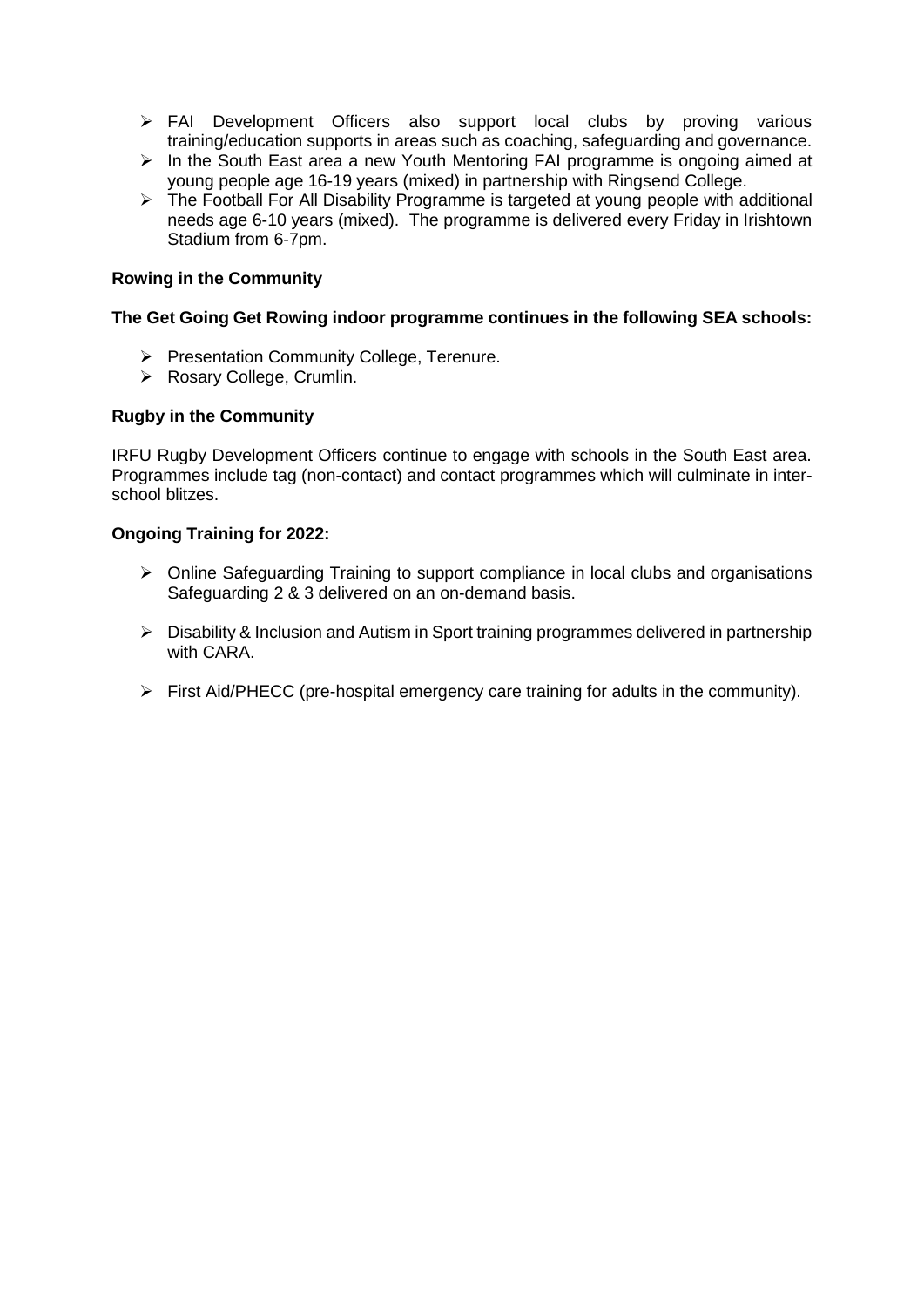- FAI Development Officers also support local clubs by proving various training/education supports in areas such as coaching, safeguarding and governance.
- In the South East area a new Youth Mentoring FAI programme is ongoing aimed at young people age 16-19 years (mixed) in partnership with Ringsend College.
- The Football For All Disability Programme is targeted at young people with additional needs age 6-10 years (mixed). The programme is delivered every Friday in Irishtown Stadium from 6-7pm.

**Rowing in the Community**

**The Get Going Get Rowing indoor programme continues in the following SEA schools:**

- Presentation Community College, Terenure.
- Rosary College, Crumlin.

**Rugby in the Community**

IRFU Rugby Development Officers continue to engage with schools in the South East area. Programmes include tag (non-contact) and contact programmes which will culminate in inter-school blitzes.

**Ongoing Training for 2022:**

- Online Safeguarding Training to support compliance in local clubs and organisations Safeguarding 2 & 3 delivered on an on-demand basis.
- Disability & Inclusion and Autism in Sport training programmes delivered in partnership with CARA.
- First Aid/PHECC (pre-hospital emergency care training for adults in the community).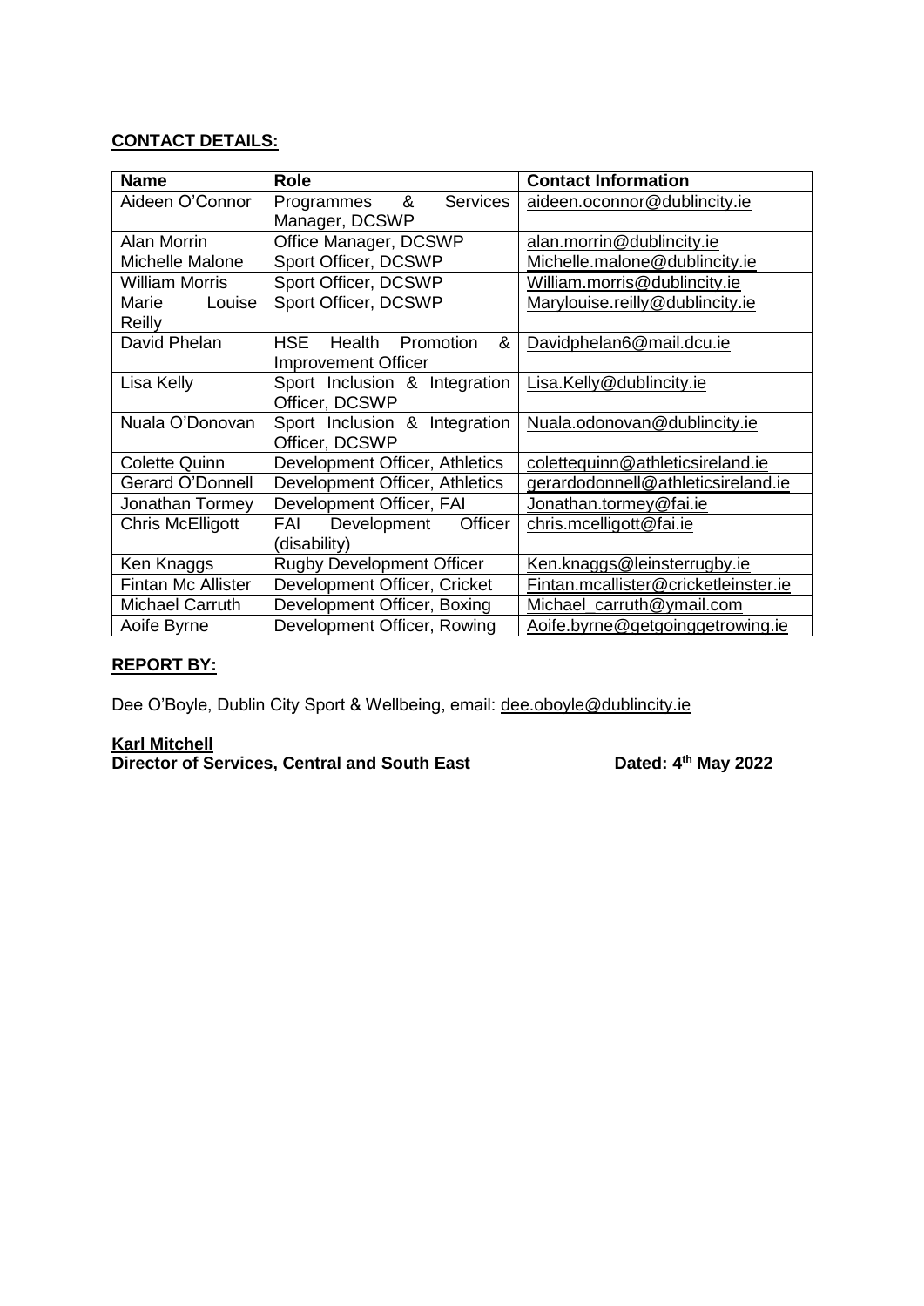**CONTACT DETAILS:**

| Name | Role | Contact Information |
|---|---|---|
| Aideen O'Connor | Programmes & Services Manager, DCSWP | aideen.oconnor@dublincity.ie |
| Alan Morrin | Office Manager, DCSWP | alan.morrin@dublincity.ie |
| Michelle Malone | Sport Officer, DCSWP | Michelle.malone@dublincity.ie |
| William Morris | Sport Officer, DCSWP | William.morris@dublincity.ie |
| Marie Louise Reilly | Sport Officer, DCSWP | Marylouise.reilly@dublincity.ie |
| David Phelan | HSE Health Promotion & Improvement Officer | Davidphelan6@mail.dcu.ie |
| Lisa Kelly | Sport Inclusion & Integration Officer, DCSWP | Lisa.Kelly@dublincity.ie |
| Nuala O'Donovan | Sport Inclusion & Integration Officer, DCSWP | Nuala.odonovan@dublincity.ie |
| Colette Quinn | Development Officer, Athletics | colettequinn@athleticsireland.ie |
| Gerard O'Donnell | Development Officer, Athletics | gerardodonnell@athleticsireland.ie |
| Jonathan Tormey | Development Officer, FAI | Jonathan.tormey@fai.ie |
| Chris McElligott | FAI Development Officer (disability) | chris.mcelligott@fai.ie |
| Ken Knaggs | Rugby Development Officer | Ken.knaggs@leinsterrugby.ie |
| Fintan Mc Allister | Development Officer, Cricket | Fintan.mcallister@cricketleinster.ie |
| Michael Carruth | Development Officer, Boxing | Michael_carruth@ymail.com |
| Aoife Byrne | Development Officer, Rowing | Aoife.byrne@getgoinggetrowing.ie |

**REPORT BY:**

Dee O'Boyle, Dublin City Sport & Wellbeing, email: dee.oboyle@dublincity.ie

**Karl Mitchell**
**Director of Services, Central and South East** **Dated: 4th May 2022**